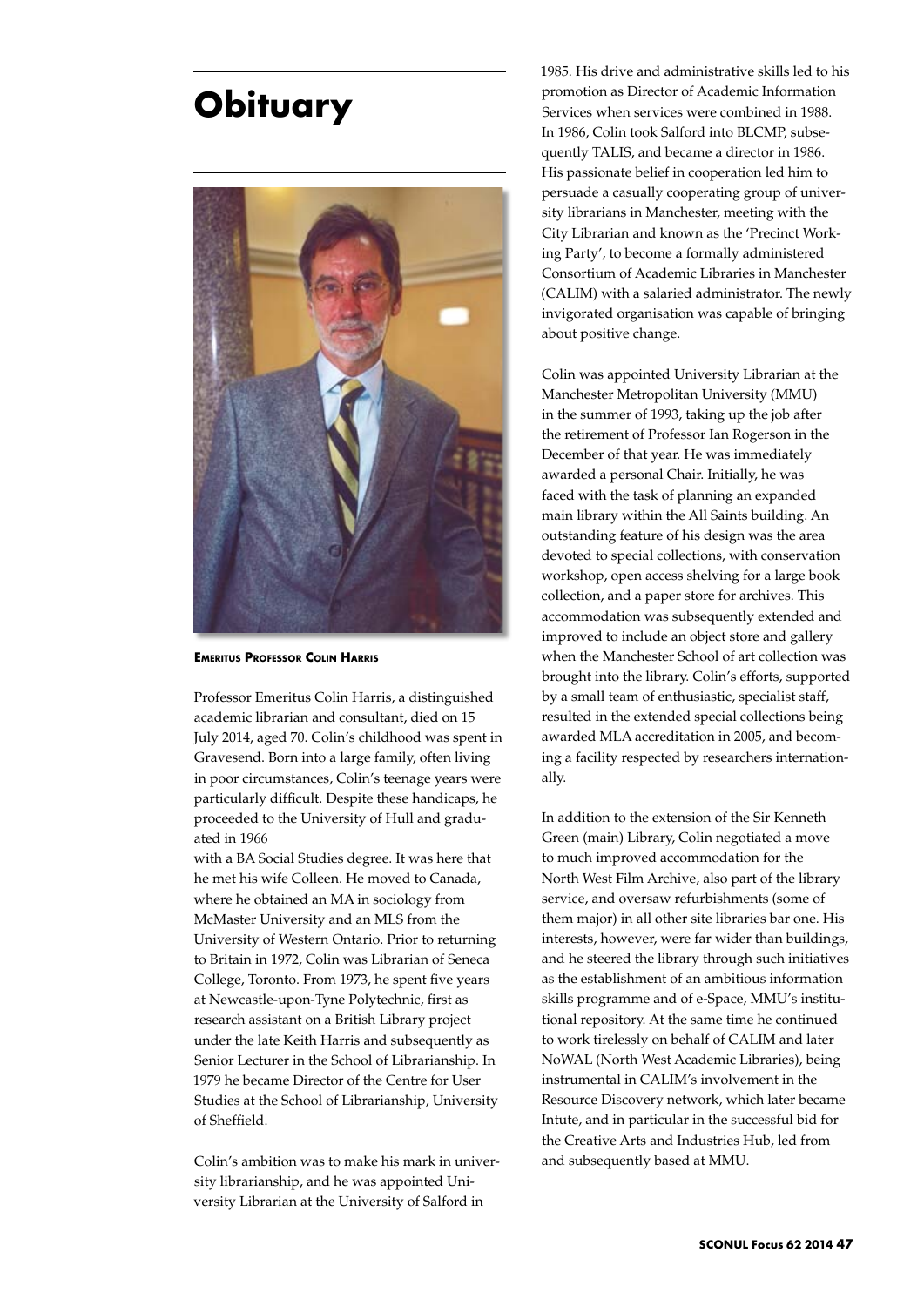# Obituary

**Emeritus Professor Colin Harris**

Professor Emeritus Colin Harris, a distinguished academic librarian and consultant, died on 15 July 2014, aged 70. Colin's childhood was spent in Gravesend. Born into a large family, often living in poor circumstances, Colin's teenage years were particularly difficult. Despite these handicaps, he proceeded to the University of Hull and graduated in 1966 with a BA Social Studies degree. It was here that he met his wife Colleen. He moved to Canada, where he obtained an MA in sociology from McMaster University and an MLS from the University of Western Ontario. Prior to returning to Britain in 1972, Colin was Librarian of Seneca College, Toronto. From 1973, he spent five years at Newcastle-upon-Tyne Polytechnic, first as research assistant on a British Library project under the late Keith Harris and subsequently as Senior Lecturer in the School of Librarianship. In 1979 he became Director of the Centre for User Studies at the School of Librarianship, University of Sheffield.

Colin's ambition was to make his mark in university librarianship, and he was appointed University Librarian at the University of Salford in 1985. His drive and administrative skills led to his promotion as Director of Academic Information Services when services were combined in 1988. In 1986, Colin took Salford into BLCMP, subsequently TALIS, and became a director in 1986. His passionate belief in cooperation led him to persuade a casually cooperating group of university librarians in Manchester, meeting with the City Librarian and known as the 'Precinct Working Party', to become a formally administered Consortium of Academic Libraries in Manchester (CALIM) with a salaried administrator. The newly invigorated organisation was capable of bringing about positive change.

Colin was appointed University Librarian at the Manchester Metropolitan University (MMU) in the summer of 1993, taking up the job after the retirement of Professor Ian Rogerson in the December of that year. He was immediately awarded a personal Chair. Initially, he was faced with the task of planning an expanded main library within the All Saints building. An outstanding feature of his design was the area devoted to special collections, with conservation workshop, open access shelving for a large book collection, and a paper store for archives. This accommodation was subsequently extended and improved to include an object store and gallery when the Manchester School of art collection was brought into the library. Colin's efforts, supported by a small team of enthusiastic, specialist staff, resulted in the extended special collections being awarded MLA accreditation in 2005, and becoming a facility respected by researchers internationally.

In addition to the extension of the Sir Kenneth Green (main) Library, Colin negotiated a move to much improved accommodation for the North West Film Archive, also part of the library service, and oversaw refurbishments (some of them major) in all other site libraries bar one. His interests, however, were far wider than buildings, and he steered the library through such initiatives as the establishment of an ambitious information skills programme and of e-Space, MMU's institutional repository. At the same time he continued to work tirelessly on behalf of CALIM and later NoWAL (North West Academic Libraries), being instrumental in CALIM's involvement in the Resource Discovery network, which later became Intute, and in particular in the successful bid for the Creative Arts and Industries Hub, led from and subsequently based at MMU.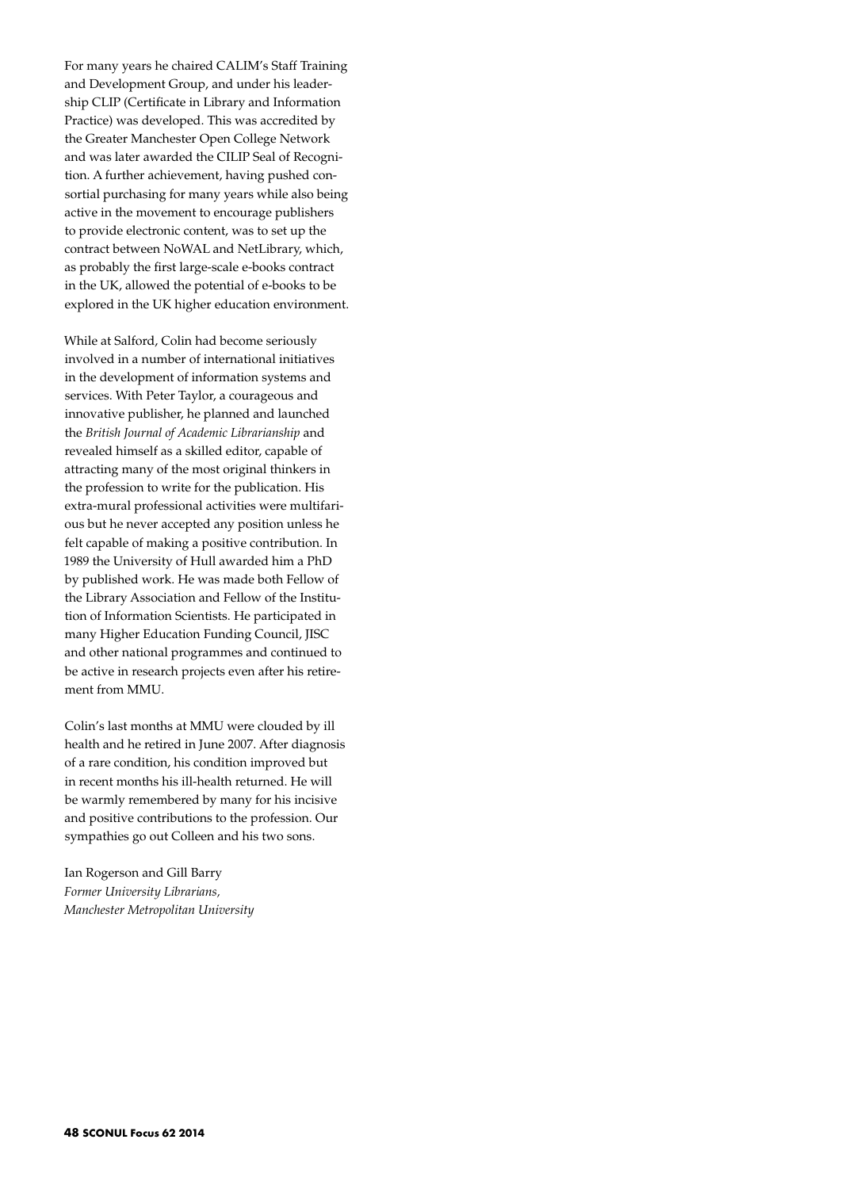For many years he chaired CALIM's Staff Training and Development Group, and under his leadership CLIP (Certificate in Library and Information Practice) was developed. This was accredited by the Greater Manchester Open College Network and was later awarded the CILIP Seal of Recognition. A further achievement, having pushed consortial purchasing for many years while also being active in the movement to encourage publishers to provide electronic content, was to set up the contract between NoWAL and NetLibrary, which, as probably the first large-scale e-books contract in the UK, allowed the potential of e-books to be explored in the UK higher education environment.

While at Salford, Colin had become seriously involved in a number of international initiatives in the development of information systems and services. With Peter Taylor, a courageous and innovative publisher, he planned and launched the *British Journal of Academic Librarianship* and revealed himself as a skilled editor, capable of attracting many of the most original thinkers in the profession to write for the publication. His extra-mural professional activities were multifarious but he never accepted any position unless he felt capable of making a positive contribution. In 1989 the University of Hull awarded him a PhD by published work. He was made both Fellow of the Library Association and Fellow of the Institution of Information Scientists. He participated in many Higher Education Funding Council, JISC and other national programmes and continued to be active in research projects even after his retirement from MMU.

Colin's last months at MMU were clouded by ill health and he retired in June 2007. After diagnosis of a rare condition, his condition improved but in recent months his ill-health returned. He will be warmly remembered by many for his incisive and positive contributions to the profession. Our sympathies go out Colleen and his two sons.

Ian Rogerson and Gill Barry
*Former University Librarians,*
*Manchester Metropolitan University*